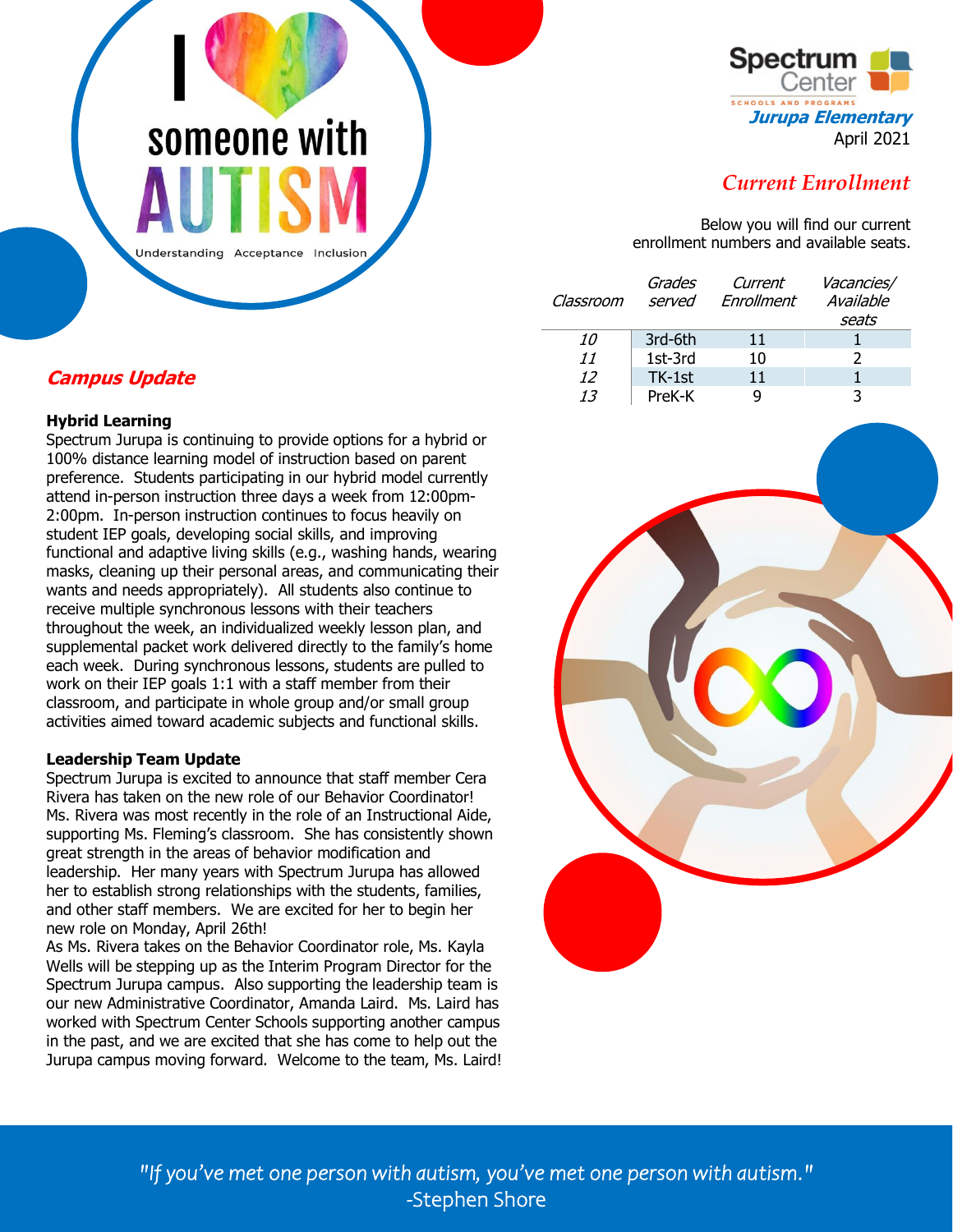Spectrum Center
SCHOOLS AND PROGRAMS

***Jurupa Elementary***

April 2021

## *Current Enrollment*

Below you will find our current enrollment numbers and available seats.

| *Classroom* | *Grades served* | *Current Enrollment* | *Vacancies/ Available seats* |
|---|---|---|---|
| *10* | 3rd-6th | 11 | 1 |
| *11* | 1st-3rd | 10 | 2 |
| *12* | TK-1st | 11 | 1 |
| *13* | PreK-K | 9 | 3 |

## ***Campus Update***

**Hybrid Learning**

Spectrum Jurupa is continuing to provide options for a hybrid or 100% distance learning model of instruction based on parent preference. Students participating in our hybrid model currently attend in-person instruction three days a week from 12:00pm-2:00pm. In-person instruction continues to focus heavily on student IEP goals, developing social skills, and improving functional and adaptive living skills (e.g., washing hands, wearing masks, cleaning up their personal areas, and communicating their wants and needs appropriately). All students also continue to receive multiple synchronous lessons with their teachers throughout the week, an individualized weekly lesson plan, and supplemental packet work delivered directly to the family's home each week. During synchronous lessons, students are pulled to work on their IEP goals 1:1 with a staff member from their classroom, and participate in whole group and/or small group activities aimed toward academic subjects and functional skills.

**Leadership Team Update**

Spectrum Jurupa is excited to announce that staff member Cera Rivera has taken on the new role of our Behavior Coordinator! Ms. Rivera was most recently in the role of an Instructional Aide, supporting Ms. Fleming's classroom. She has consistently shown great strength in the areas of behavior modification and leadership. Her many years with Spectrum Jurupa has allowed her to establish strong relationships with the students, families, and other staff members. We are excited for her to begin her new role on Monday, April 26th!

As Ms. Rivera takes on the Behavior Coordinator role, Ms. Kayla Wells will be stepping up as the Interim Program Director for the Spectrum Jurupa campus. Also supporting the leadership team is our new Administrative Coordinator, Amanda Laird. Ms. Laird has worked with Spectrum Center Schools supporting another campus in the past, and we are excited that she has come to help out the Jurupa campus moving forward. Welcome to the team, Ms. Laird!

*"If you've met one person with autism, you've met one person with autism."*
-Stephen Shore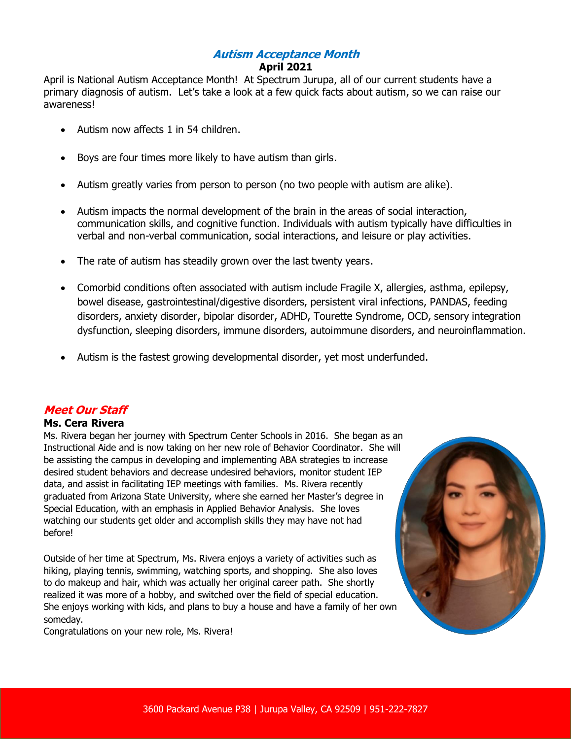# *Autism Acceptance Month*

**April 2021**

April is National Autism Acceptance Month! At Spectrum Jurupa, all of our current students have a primary diagnosis of autism. Let's take a look at a few quick facts about autism, so we can raise our awareness!

- Autism now affects 1 in 54 children.
- Boys are four times more likely to have autism than girls.
- Autism greatly varies from person to person (no two people with autism are alike).
- Autism impacts the normal development of the brain in the areas of social interaction, communication skills, and cognitive function. Individuals with autism typically have difficulties in verbal and non-verbal communication, social interactions, and leisure or play activities.
- The rate of autism has steadily grown over the last twenty years.
- Comorbid conditions often associated with autism include Fragile X, allergies, asthma, epilepsy, bowel disease, gastrointestinal/digestive disorders, persistent viral infections, PANDAS, feeding disorders, anxiety disorder, bipolar disorder, ADHD, Tourette Syndrome, OCD, sensory integration dysfunction, sleeping disorders, immune disorders, autoimmune disorders, and neuroinflammation.
- Autism is the fastest growing developmental disorder, yet most underfunded.

## *Meet Our Staff*

**Ms. Cera Rivera**

Ms. Rivera began her journey with Spectrum Center Schools in 2016. She began as an Instructional Aide and is now taking on her new role of Behavior Coordinator. She will be assisting the campus in developing and implementing ABA strategies to increase desired student behaviors and decrease undesired behaviors, monitor student IEP data, and assist in facilitating IEP meetings with families. Ms. Rivera recently graduated from Arizona State University, where she earned her Master's degree in Special Education, with an emphasis in Applied Behavior Analysis. She loves watching our students get older and accomplish skills they may have not had before!

Outside of her time at Spectrum, Ms. Rivera enjoys a variety of activities such as hiking, playing tennis, swimming, watching sports, and shopping. She also loves to do makeup and hair, which was actually her original career path. She shortly realized it was more of a hobby, and switched over the field of special education. She enjoys working with kids, and plans to buy a house and have a family of her own someday.

Congratulations on your new role, Ms. Rivera!

3600 Packard Avenue P38 | Jurupa Valley, CA 92509 | 951-222-7827